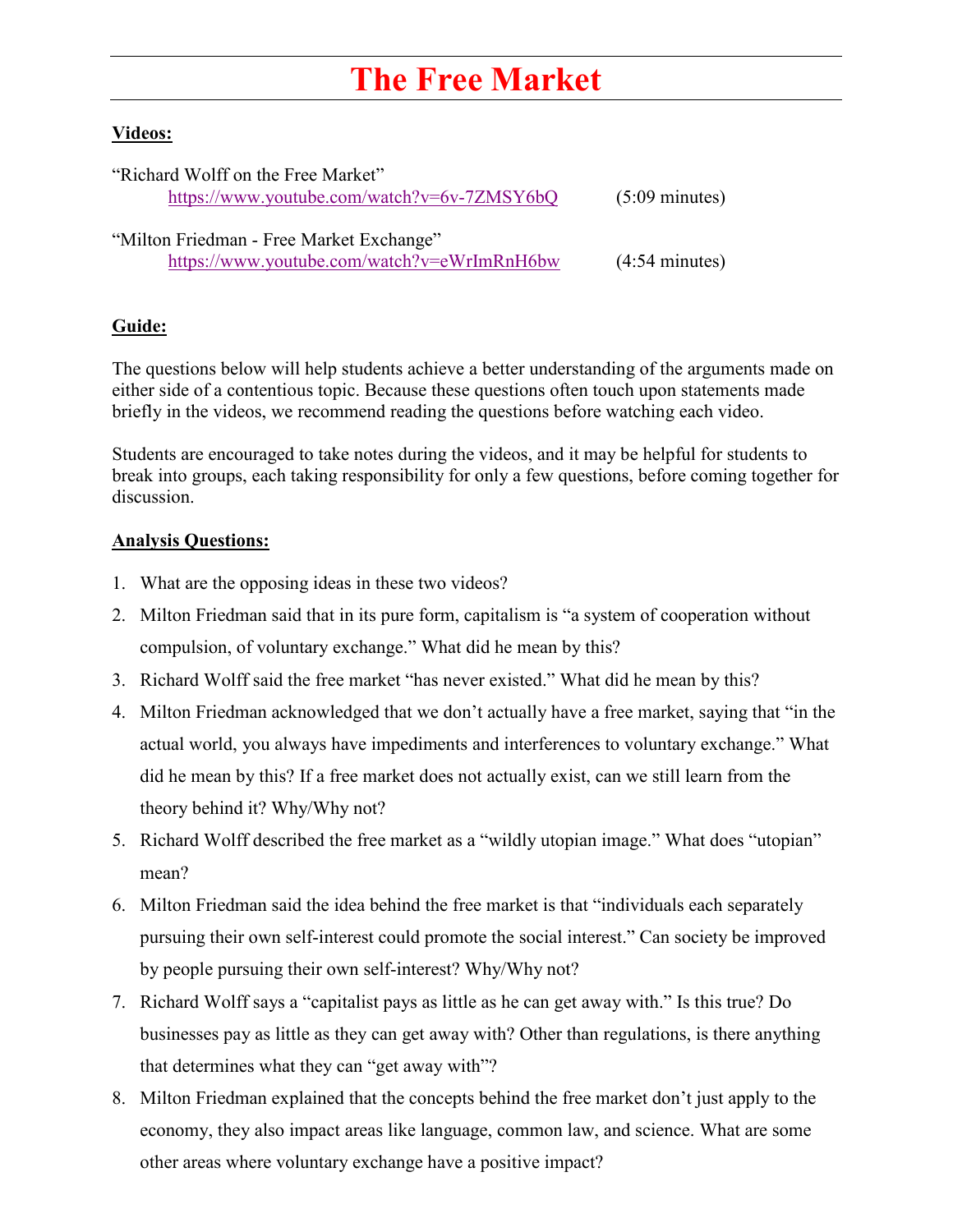# The Free Market

**Videos:**

"Richard Wolff on the Free Market"
https://www.youtube.com/watch?v=6v-7ZMSY6bQ (5:09 minutes)

"Milton Friedman - Free Market Exchange"
https://www.youtube.com/watch?v=eWrImRnH6bw (4:54 minutes)

**Guide:**

The questions below will help students achieve a better understanding of the arguments made on either side of a contentious topic. Because these questions often touch upon statements made briefly in the videos, we recommend reading the questions before watching each video.

Students are encouraged to take notes during the videos, and it may be helpful for students to break into groups, each taking responsibility for only a few questions, before coming together for discussion.

**Analysis Questions:**

1. What are the opposing ideas in these two videos?
2. Milton Friedman said that in its pure form, capitalism is "a system of cooperation without compulsion, of voluntary exchange." What did he mean by this?
3. Richard Wolff said the free market "has never existed." What did he mean by this?
4. Milton Friedman acknowledged that we don't actually have a free market, saying that "in the actual world, you always have impediments and interferences to voluntary exchange." What did he mean by this? If a free market does not actually exist, can we still learn from the theory behind it? Why/Why not?
5. Richard Wolff described the free market as a "wildly utopian image." What does "utopian" mean?
6. Milton Friedman said the idea behind the free market is that "individuals each separately pursuing their own self-interest could promote the social interest." Can society be improved by people pursuing their own self-interest? Why/Why not?
7. Richard Wolff says a "capitalist pays as little as he can get away with." Is this true? Do businesses pay as little as they can get away with? Other than regulations, is there anything that determines what they can "get away with"?
8. Milton Friedman explained that the concepts behind the free market don't just apply to the economy, they also impact areas like language, common law, and science. What are some other areas where voluntary exchange have a positive impact?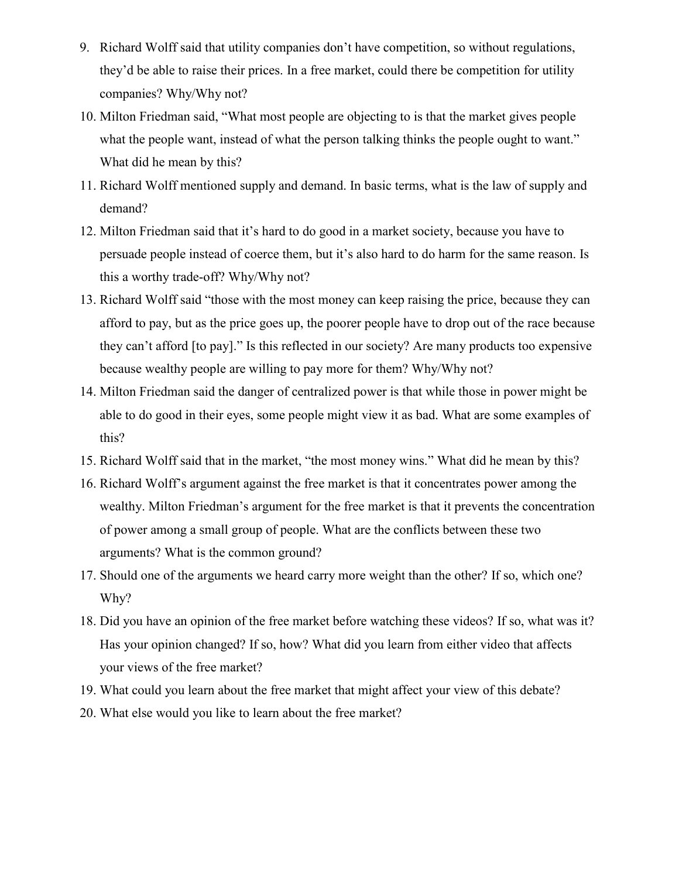9. Richard Wolff said that utility companies don't have competition, so without regulations, they'd be able to raise their prices. In a free market, could there be competition for utility companies? Why/Why not?
10. Milton Friedman said, "What most people are objecting to is that the market gives people what the people want, instead of what the person talking thinks the people ought to want." What did he mean by this?
11. Richard Wolff mentioned supply and demand. In basic terms, what is the law of supply and demand?
12. Milton Friedman said that it's hard to do good in a market society, because you have to persuade people instead of coerce them, but it's also hard to do harm for the same reason. Is this a worthy trade-off? Why/Why not?
13. Richard Wolff said "those with the most money can keep raising the price, because they can afford to pay, but as the price goes up, the poorer people have to drop out of the race because they can't afford [to pay]." Is this reflected in our society? Are many products too expensive because wealthy people are willing to pay more for them? Why/Why not?
14. Milton Friedman said the danger of centralized power is that while those in power might be able to do good in their eyes, some people might view it as bad. What are some examples of this?
15. Richard Wolff said that in the market, "the most money wins." What did he mean by this?
16. Richard Wolff's argument against the free market is that it concentrates power among the wealthy. Milton Friedman's argument for the free market is that it prevents the concentration of power among a small group of people. What are the conflicts between these two arguments? What is the common ground?
17. Should one of the arguments we heard carry more weight than the other? If so, which one? Why?
18. Did you have an opinion of the free market before watching these videos? If so, what was it? Has your opinion changed? If so, how? What did you learn from either video that affects your views of the free market?
19. What could you learn about the free market that might affect your view of this debate?
20. What else would you like to learn about the free market?